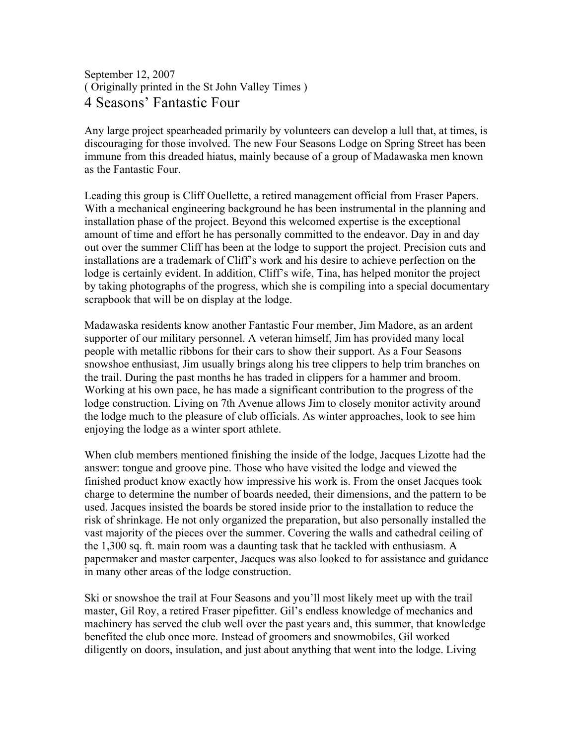September 12, 2007
( Originally printed in the St John Valley Times )

# 4 Seasons' Fantastic Four

Any large project spearheaded primarily by volunteers can develop a lull that, at times, is discouraging for those involved. The new Four Seasons Lodge on Spring Street has been immune from this dreaded hiatus, mainly because of a group of Madawaska men known as the Fantastic Four.

Leading this group is Cliff Ouellette, a retired management official from Fraser Papers. With a mechanical engineering background he has been instrumental in the planning and installation phase of the project. Beyond this welcomed expertise is the exceptional amount of time and effort he has personally committed to the endeavor. Day in and day out over the summer Cliff has been at the lodge to support the project. Precision cuts and installations are a trademark of Cliff's work and his desire to achieve perfection on the lodge is certainly evident. In addition, Cliff's wife, Tina, has helped monitor the project by taking photographs of the progress, which she is compiling into a special documentary scrapbook that will be on display at the lodge.

Madawaska residents know another Fantastic Four member, Jim Madore, as an ardent supporter of our military personnel. A veteran himself, Jim has provided many local people with metallic ribbons for their cars to show their support. As a Four Seasons snowshoe enthusiast, Jim usually brings along his tree clippers to help trim branches on the trail. During the past months he has traded in clippers for a hammer and broom. Working at his own pace, he has made a significant contribution to the progress of the lodge construction. Living on 7th Avenue allows Jim to closely monitor activity around the lodge much to the pleasure of club officials. As winter approaches, look to see him enjoying the lodge as a winter sport athlete.

When club members mentioned finishing the inside of the lodge, Jacques Lizotte had the answer: tongue and groove pine. Those who have visited the lodge and viewed the finished product know exactly how impressive his work is. From the onset Jacques took charge to determine the number of boards needed, their dimensions, and the pattern to be used. Jacques insisted the boards be stored inside prior to the installation to reduce the risk of shrinkage. He not only organized the preparation, but also personally installed the vast majority of the pieces over the summer. Covering the walls and cathedral ceiling of the 1,300 sq. ft. main room was a daunting task that he tackled with enthusiasm. A papermaker and master carpenter, Jacques was also looked to for assistance and guidance in many other areas of the lodge construction.

Ski or snowshoe the trail at Four Seasons and you'll most likely meet up with the trail master, Gil Roy, a retired Fraser pipefitter. Gil's endless knowledge of mechanics and machinery has served the club well over the past years and, this summer, that knowledge benefited the club once more. Instead of groomers and snowmobiles, Gil worked diligently on doors, insulation, and just about anything that went into the lodge. Living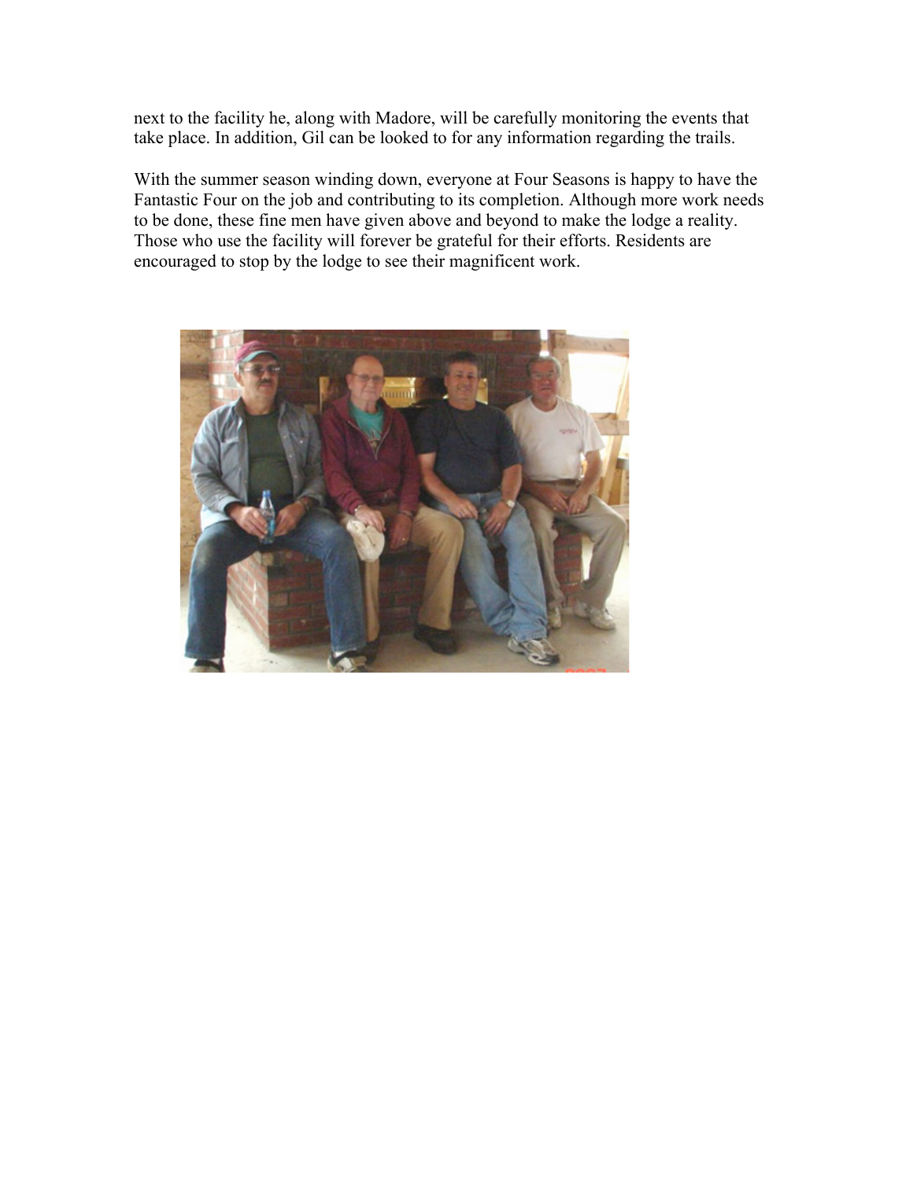next to the facility he, along with Madore, will be carefully monitoring the events that take place. In addition, Gil can be looked to for any information regarding the trails.

With the summer season winding down, everyone at Four Seasons is happy to have the Fantastic Four on the job and contributing to its completion. Although more work needs to be done, these fine men have given above and beyond to make the lodge a reality. Those who use the facility will forever be grateful for their efforts. Residents are encouraged to stop by the lodge to see their magnificent work.